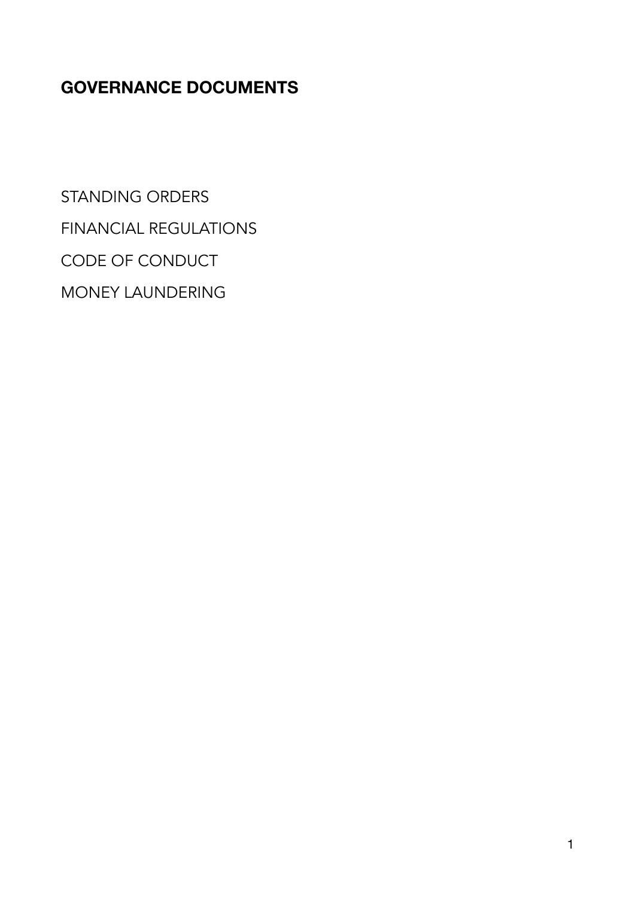# GOVERNANCE DOCUMENTS

STANDING ORDERS

FINANCIAL REGULATIONS

CODE OF CONDUCT

MONEY LAUNDERING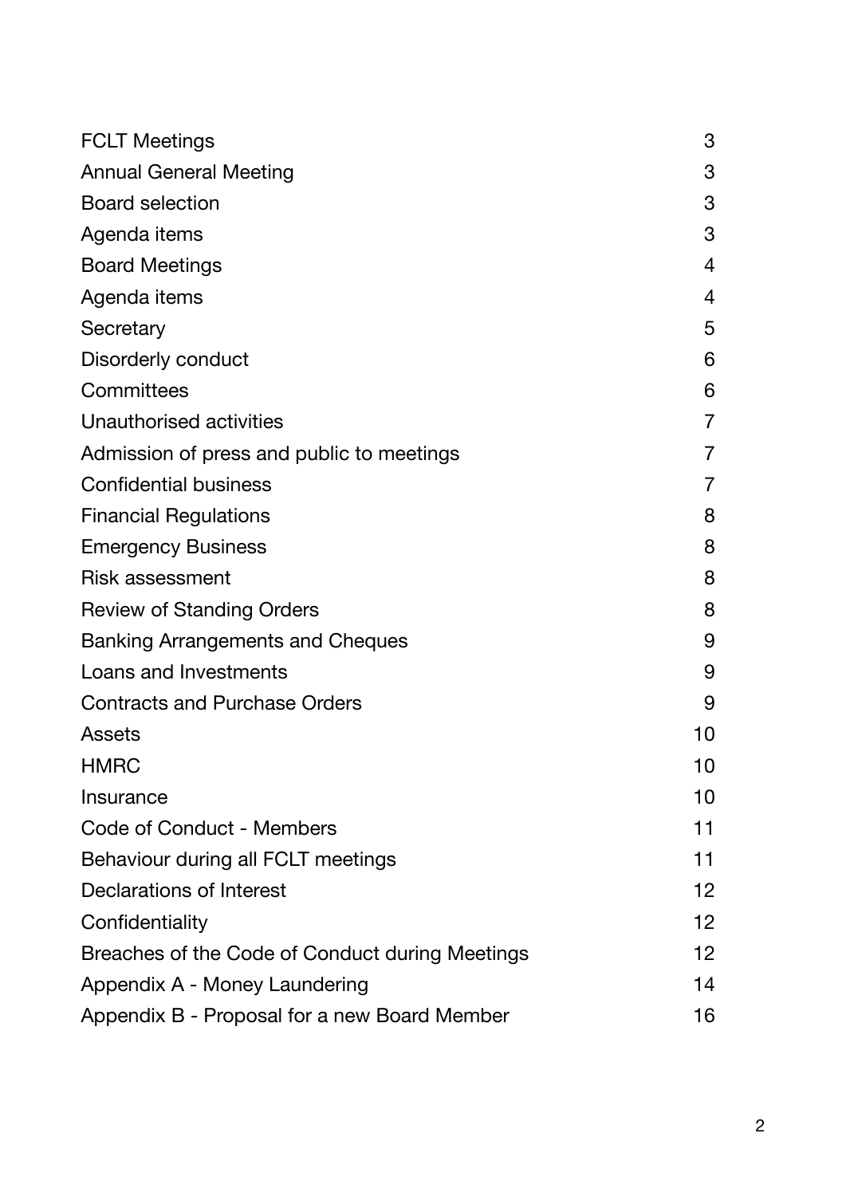| | |
|---|---|
| FCLT Meetings | 3 |
| Annual General Meeting | 3 |
| Board selection | 3 |
| Agenda items | 3 |
| Board Meetings | 4 |
| Agenda items | 4 |
| Secretary | 5 |
| Disorderly conduct | 6 |
| Committees | 6 |
| Unauthorised activities | 7 |
| Admission of press and public to meetings | 7 |
| Confidential business | 7 |
| Financial Regulations | 8 |
| Emergency Business | 8 |
| Risk assessment | 8 |
| Review of Standing Orders | 8 |
| Banking Arrangements and Cheques | 9 |
| Loans and Investments | 9 |
| Contracts and Purchase Orders | 9 |
| Assets | 10 |
| HMRC | 10 |
| Insurance | 10 |
| Code of Conduct - Members | 11 |
| Behaviour during all FCLT meetings | 11 |
| Declarations of Interest | 12 |
| Confidentiality | 12 |
| Breaches of the Code of Conduct during Meetings | 12 |
| Appendix A - Money Laundering | 14 |
| Appendix B - Proposal for a new Board Member | 16 |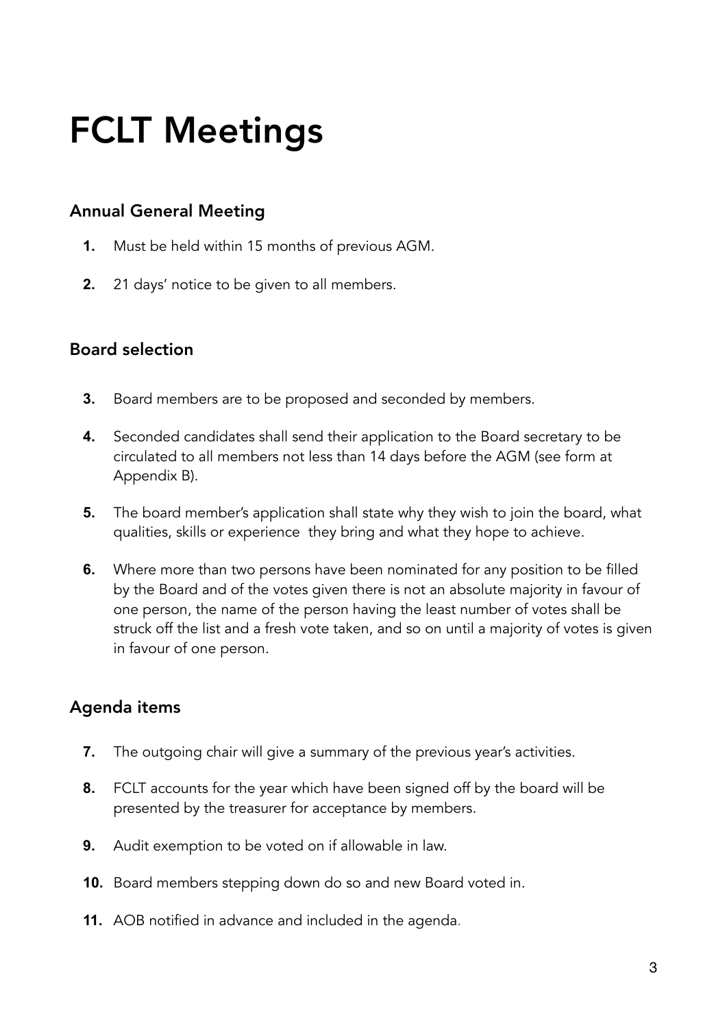# FCLT Meetings

## Annual General Meeting

1. Must be held within 15 months of previous AGM.
2. 21 days' notice to be given to all members.

## Board selection

3. Board members are to be proposed and seconded by members.
4. Seconded candidates shall send their application to the Board secretary to be circulated to all members not less than 14 days before the AGM (see form at Appendix B).
5. The board member's application shall state why they wish to join the board, what qualities, skills or experience they bring and what they hope to achieve.
6. Where more than two persons have been nominated for any position to be filled by the Board and of the votes given there is not an absolute majority in favour of one person, the name of the person having the least number of votes shall be struck off the list and a fresh vote taken, and so on until a majority of votes is given in favour of one person.

## Agenda items

7. The outgoing chair will give a summary of the previous year's activities.
8. FCLT accounts for the year which have been signed off by the board will be presented by the treasurer for acceptance by members.
9. Audit exemption to be voted on if allowable in law.
10. Board members stepping down do so and new Board voted in.
11. AOB notified in advance and included in the agenda.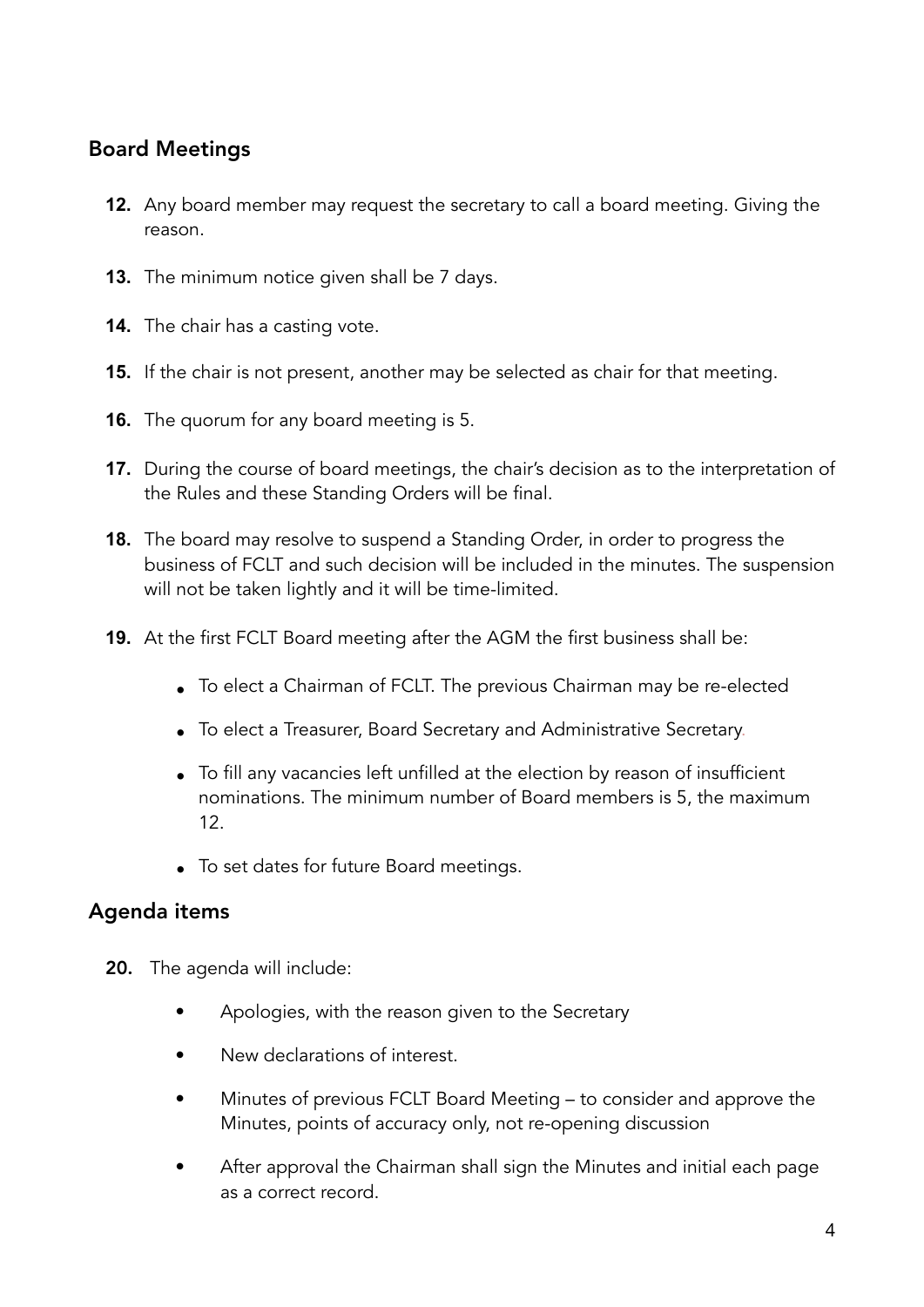## Board Meetings

12. Any board member may request the secretary to call a board meeting. Giving the reason.

13. The minimum notice given shall be 7 days.

14. The chair has a casting vote.

15. If the chair is not present, another may be selected as chair for that meeting.

16. The quorum for any board meeting is 5.

17. During the course of board meetings, the chair's decision as to the interpretation of the Rules and these Standing Orders will be final.

18. The board may resolve to suspend a Standing Order, in order to progress the business of FCLT and such decision will be included in the minutes. The suspension will not be taken lightly and it will be time-limited.

19. At the first FCLT Board meeting after the AGM the first business shall be:

    - To elect a Chairman of FCLT. The previous Chairman may be re-elected
    - To elect a Treasurer, Board Secretary and Administrative Secretary.
    - To fill any vacancies left unfilled at the election by reason of insufficient nominations. The minimum number of Board members is 5, the maximum 12.
    - To set dates for future Board meetings.

## Agenda items

20. The agenda will include:

    - Apologies, with the reason given to the Secretary
    - New declarations of interest.
    - Minutes of previous FCLT Board Meeting – to consider and approve the Minutes, points of accuracy only, not re-opening discussion
    - After approval the Chairman shall sign the Minutes and initial each page as a correct record.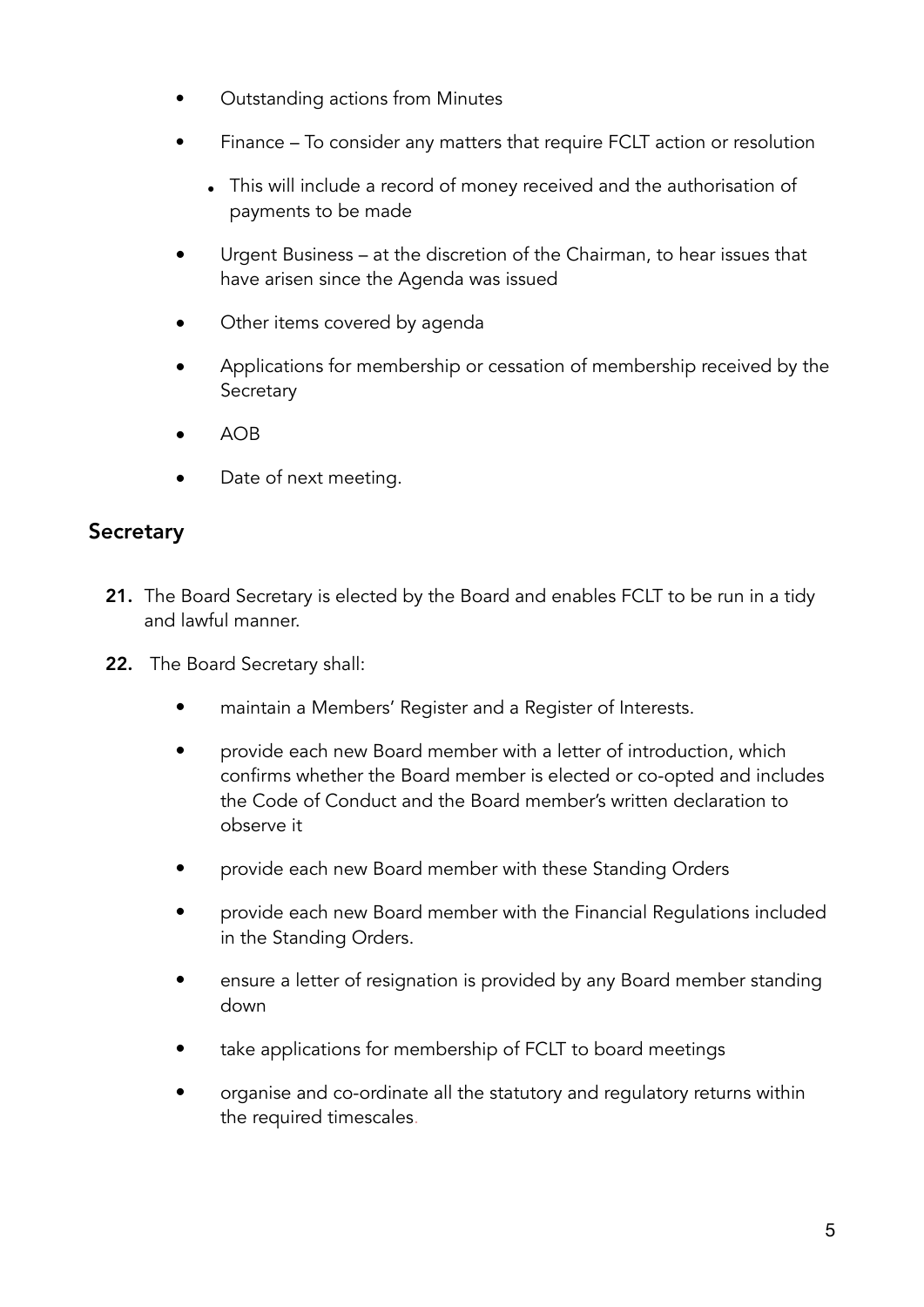- Outstanding actions from Minutes
- Finance – To consider any matters that require FCLT action or resolution
    - This will include a record of money received and the authorisation of payments to be made
- Urgent Business – at the discretion of the Chairman, to hear issues that have arisen since the Agenda was issued
- Other items covered by agenda
- Applications for membership or cessation of membership received by the Secretary
- AOB
- Date of next meeting.

## Secretary

**21.** The Board Secretary is elected by the Board and enables FCLT to be run in a tidy and lawful manner.

**22.** The Board Secretary shall:

- maintain a Members' Register and a Register of Interests.
- provide each new Board member with a letter of introduction, which confirms whether the Board member is elected or co-opted and includes the Code of Conduct and the Board member's written declaration to observe it
- provide each new Board member with these Standing Orders
- provide each new Board member with the Financial Regulations included in the Standing Orders.
- ensure a letter of resignation is provided by any Board member standing down
- take applications for membership of FCLT to board meetings
- organise and co-ordinate all the statutory and regulatory returns within the required timescales.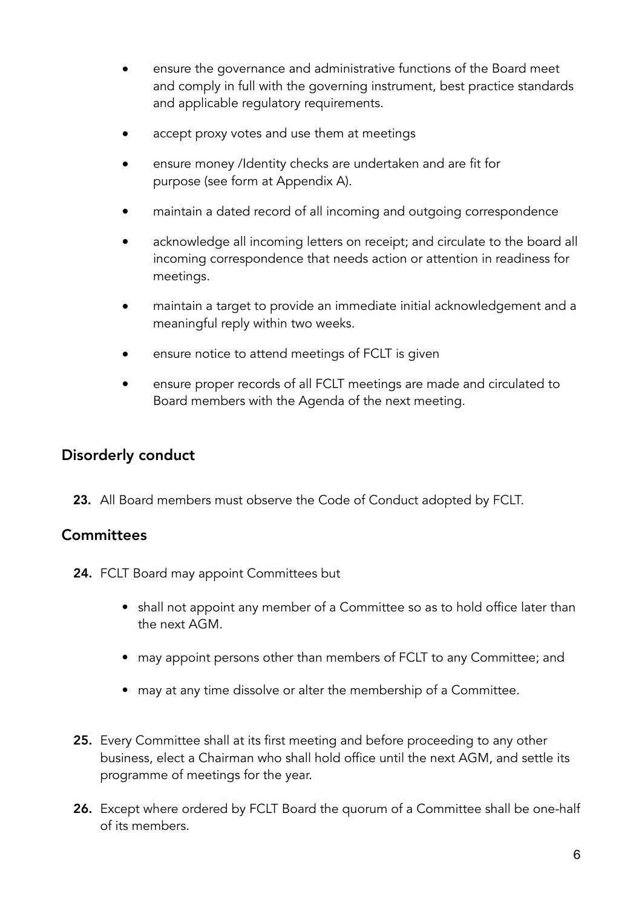- ensure the governance and administrative functions of the Board meet and comply in full with the governing instrument, best practice standards and applicable regulatory requirements.
- accept proxy votes and use them at meetings
- ensure money /Identity checks are undertaken and are fit for purpose (see form at Appendix A).
- maintain a dated record of all incoming and outgoing correspondence
- acknowledge all incoming letters on receipt; and circulate to the board all incoming correspondence that needs action or attention in readiness for meetings.
- maintain a target to provide an immediate initial acknowledgement and a meaningful reply within two weeks.
- ensure notice to attend meetings of FCLT is given
- ensure proper records of all FCLT meetings are made and circulated to Board members with the Agenda of the next meeting.

## Disorderly conduct

**23.** All Board members must observe the Code of Conduct adopted by FCLT.

## Committees

**24.** FCLT Board may appoint Committees but

- shall not appoint any member of a Committee so as to hold office later than the next AGM.
- may appoint persons other than members of FCLT to any Committee; and
- may at any time dissolve or alter the membership of a Committee.

**25.** Every Committee shall at its first meeting and before proceeding to any other business, elect a Chairman who shall hold office until the next AGM, and settle its programme of meetings for the year.

**26.** Except where ordered by FCLT Board the quorum of a Committee shall be one-half of its members.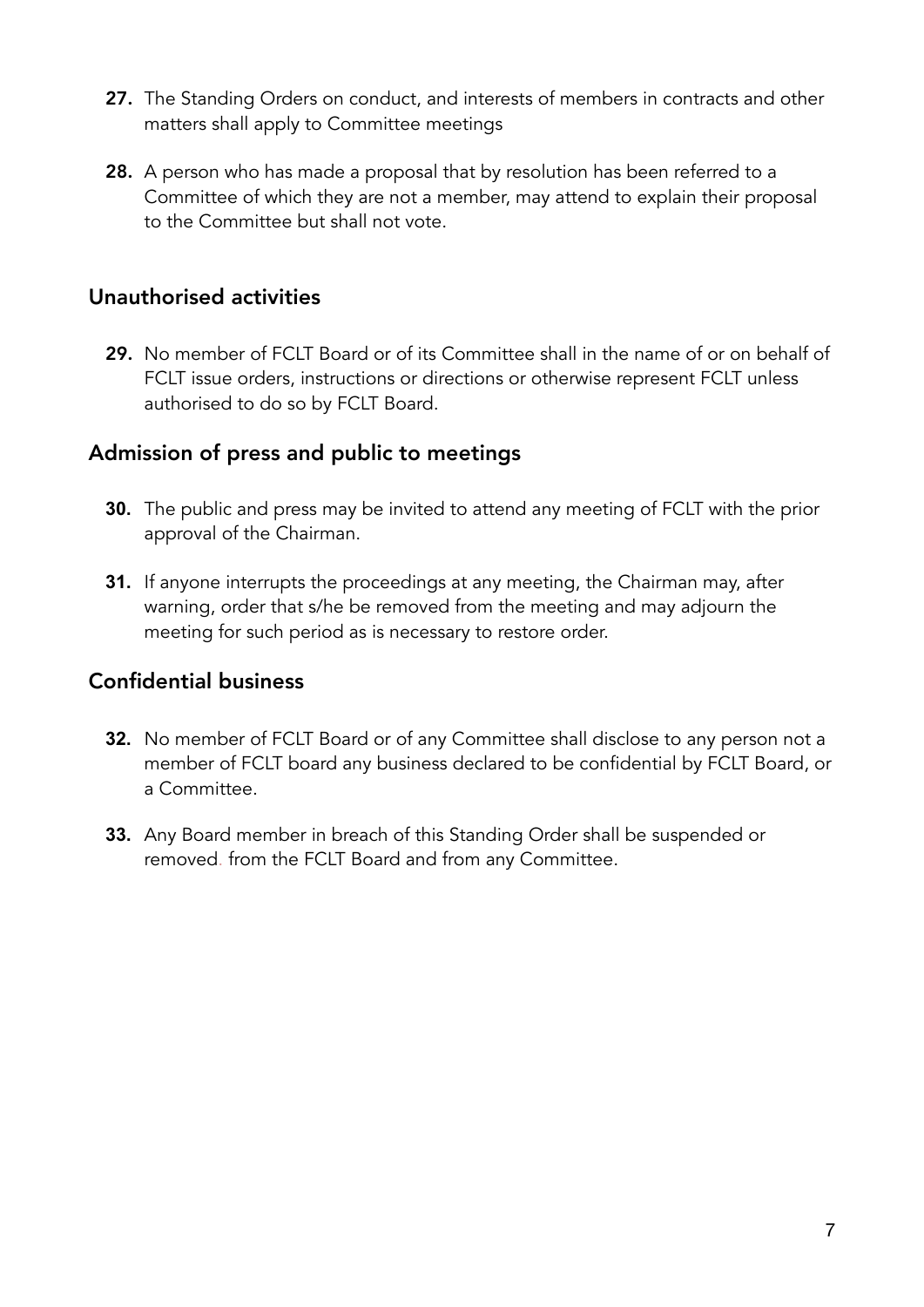27. The Standing Orders on conduct, and interests of members in contracts and other matters shall apply to Committee meetings

28. A person who has made a proposal that by resolution has been referred to a Committee of which they are not a member, may attend to explain their proposal to the Committee but shall not vote.

## Unauthorised activities

29. No member of FCLT Board or of its Committee shall in the name of or on behalf of FCLT issue orders, instructions or directions or otherwise represent FCLT unless authorised to do so by FCLT Board.

## Admission of press and public to meetings

30. The public and press may be invited to attend any meeting of FCLT with the prior approval of the Chairman.

31. If anyone interrupts the proceedings at any meeting, the Chairman may, after warning, order that s/he be removed from the meeting and may adjourn the meeting for such period as is necessary to restore order.

## Confidential business

32. No member of FCLT Board or of any Committee shall disclose to any person not a member of FCLT board any business declared to be confidential by FCLT Board, or a Committee.

33. Any Board member in breach of this Standing Order shall be suspended or removed. from the FCLT Board and from any Committee.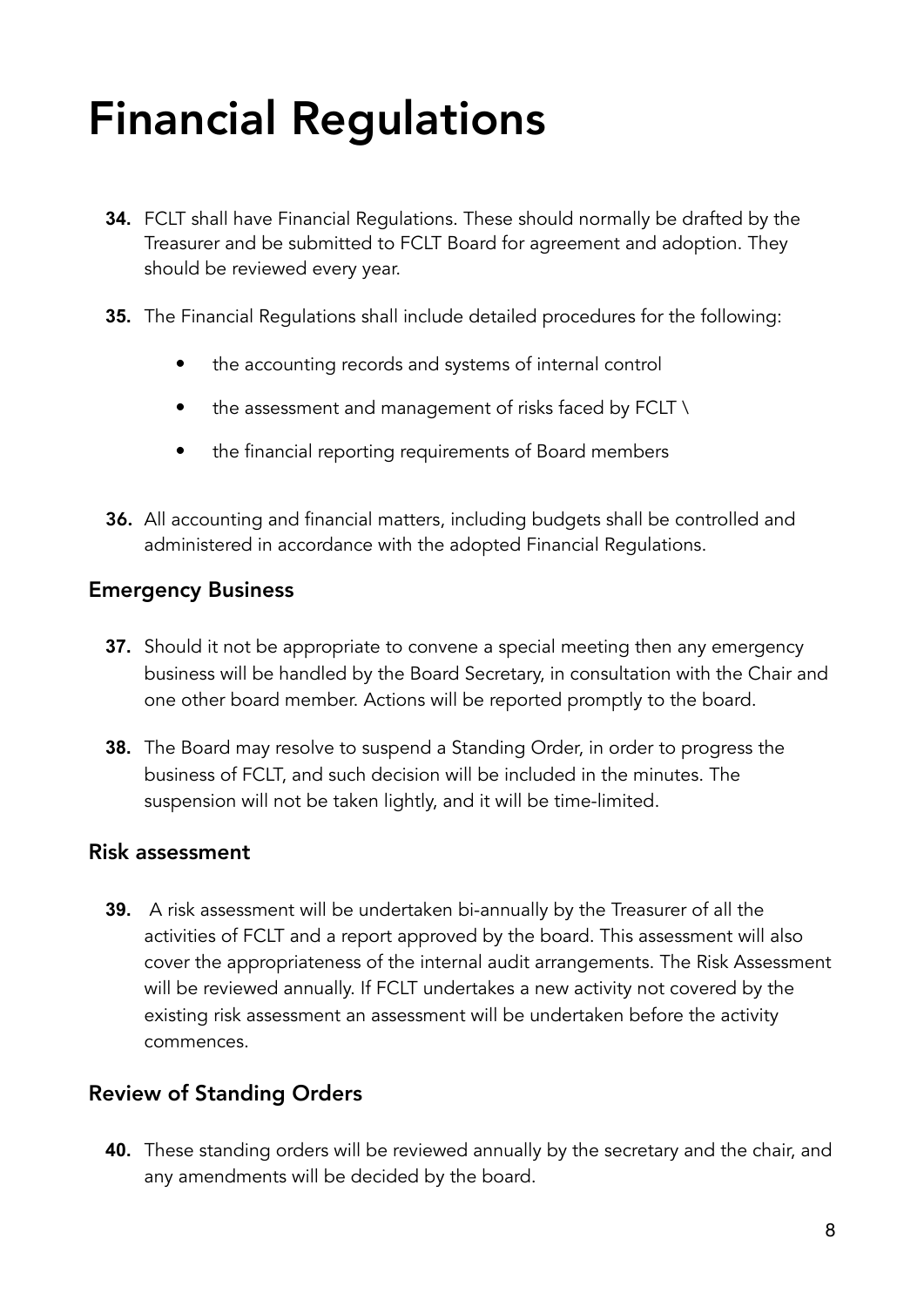# Financial Regulations

34. FCLT shall have Financial Regulations. These should normally be drafted by the Treasurer and be submitted to FCLT Board for agreement and adoption. They should be reviewed every year.

35. The Financial Regulations shall include detailed procedures for the following:

    - the accounting records and systems of internal control
    - the assessment and management of risks faced by FCLT \
    - the financial reporting requirements of Board members

36. All accounting and financial matters, including budgets shall be controlled and administered in accordance with the adopted Financial Regulations.

## Emergency Business

37. Should it not be appropriate to convene a special meeting then any emergency business will be handled by the Board Secretary, in consultation with the Chair and one other board member. Actions will be reported promptly to the board.

38. The Board may resolve to suspend a Standing Order, in order to progress the business of FCLT, and such decision will be included in the minutes. The suspension will not be taken lightly, and it will be time-limited.

## Risk assessment

39. A risk assessment will be undertaken bi-annually by the Treasurer of all the activities of FCLT and a report approved by the board. This assessment will also cover the appropriateness of the internal audit arrangements. The Risk Assessment will be reviewed annually. If FCLT undertakes a new activity not covered by the existing risk assessment an assessment will be undertaken before the activity commences.

## Review of Standing Orders

40. These standing orders will be reviewed annually by the secretary and the chair, and any amendments will be decided by the board.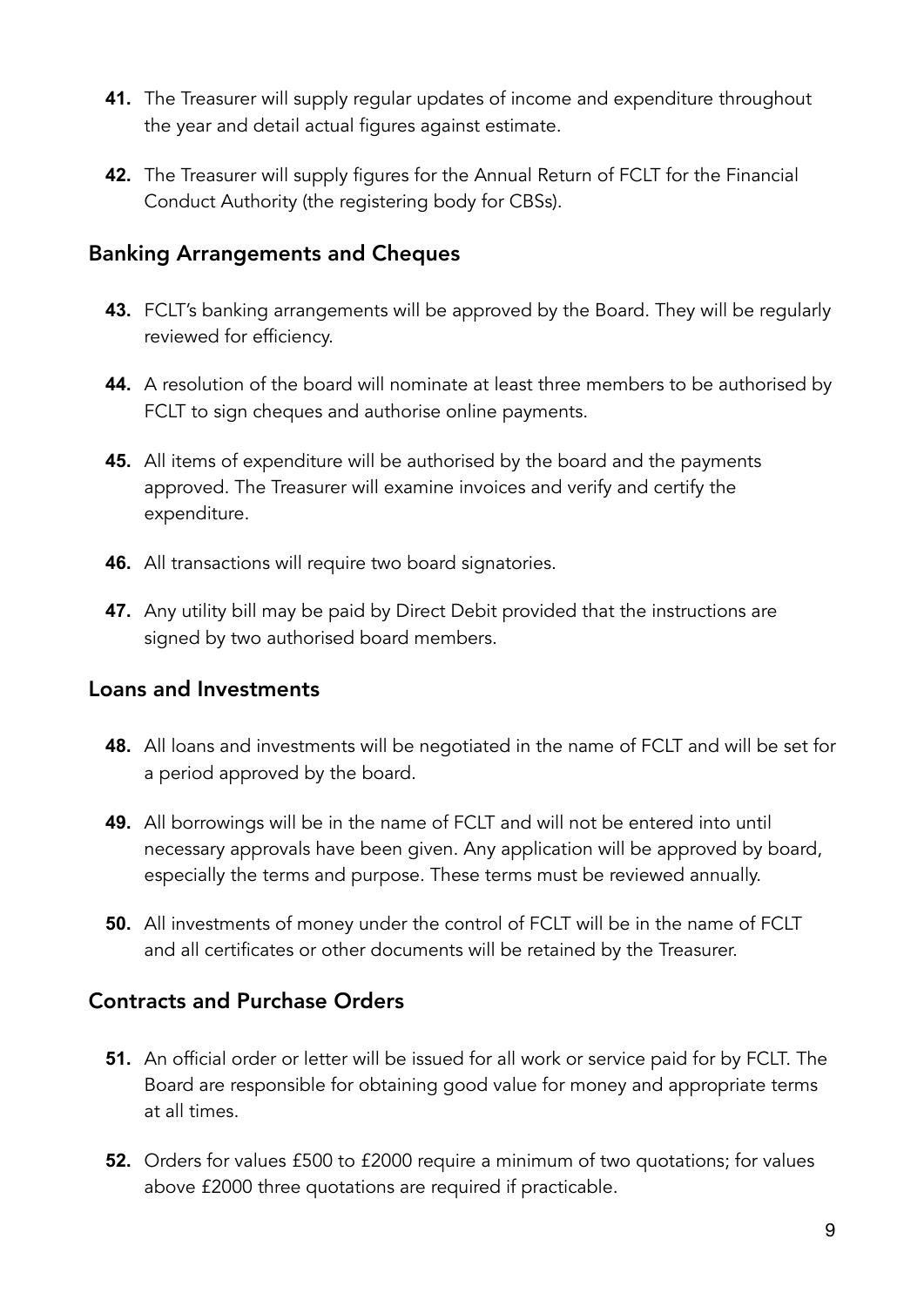41. The Treasurer will supply regular updates of income and expenditure throughout the year and detail actual figures against estimate.

42. The Treasurer will supply figures for the Annual Return of FCLT for the Financial Conduct Authority (the registering body for CBSs).

## Banking Arrangements and Cheques

43. FCLT's banking arrangements will be approved by the Board. They will be regularly reviewed for efficiency.

44. A resolution of the board will nominate at least three members to be authorised by FCLT to sign cheques and authorise online payments.

45. All items of expenditure will be authorised by the board and the payments approved. The Treasurer will examine invoices and verify and certify the expenditure.

46. All transactions will require two board signatories.

47. Any utility bill may be paid by Direct Debit provided that the instructions are signed by two authorised board members.

## Loans and Investments

48. All loans and investments will be negotiated in the name of FCLT and will be set for a period approved by the board.

49. All borrowings will be in the name of FCLT and will not be entered into until necessary approvals have been given. Any application will be approved by board, especially the terms and purpose. These terms must be reviewed annually.

50. All investments of money under the control of FCLT will be in the name of FCLT and all certificates or other documents will be retained by the Treasurer.

## Contracts and Purchase Orders

51. An official order or letter will be issued for all work or service paid for by FCLT. The Board are responsible for obtaining good value for money and appropriate terms at all times.

52. Orders for values £500 to £2000 require a minimum of two quotations; for values above £2000 three quotations are required if practicable.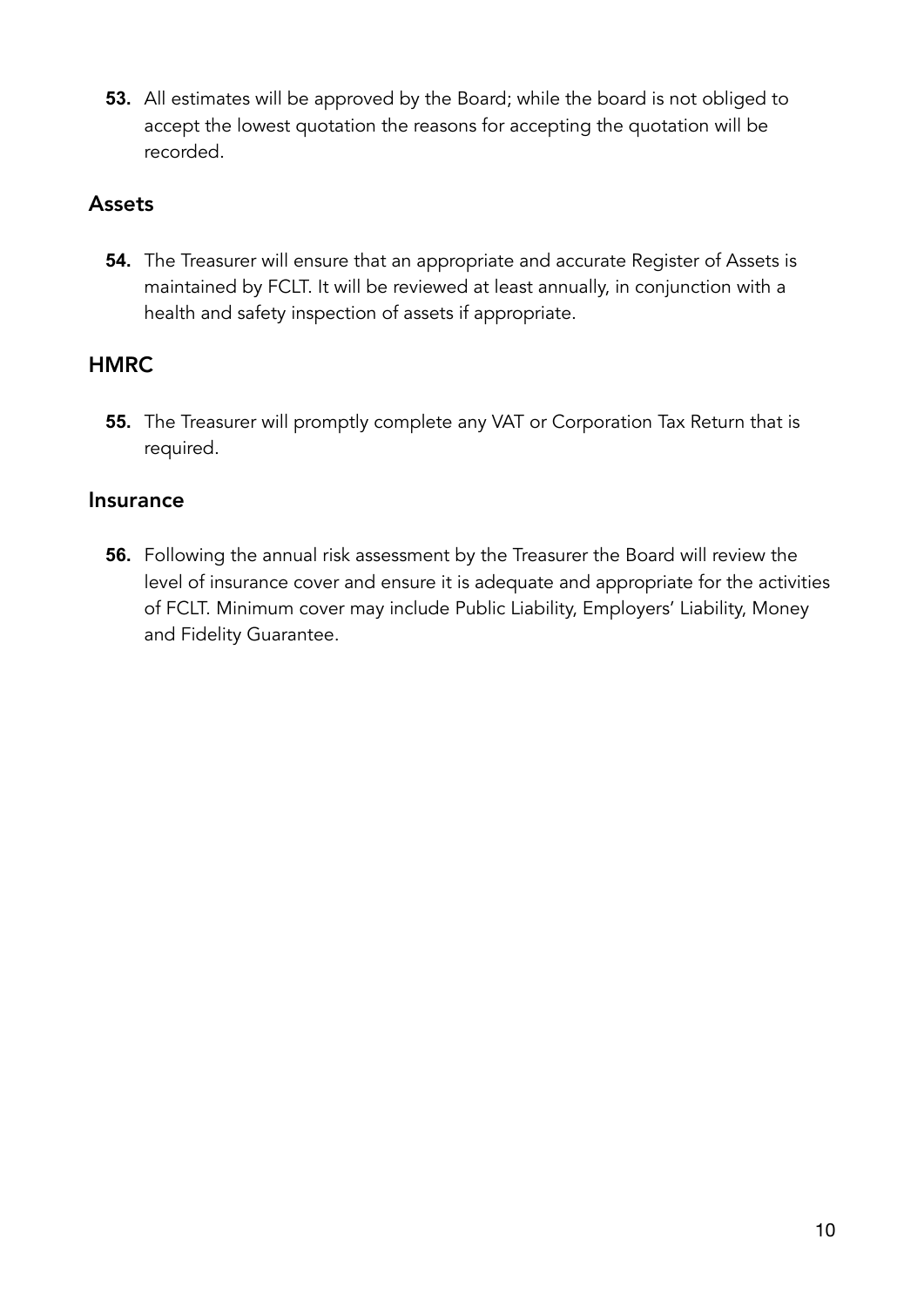53. All estimates will be approved by the Board; while the board is not obliged to accept the lowest quotation the reasons for accepting the quotation will be recorded.

## Assets

54. The Treasurer will ensure that an appropriate and accurate Register of Assets is maintained by FCLT. It will be reviewed at least annually, in conjunction with a health and safety inspection of assets if appropriate.

## HMRC

55. The Treasurer will promptly complete any VAT or Corporation Tax Return that is required.

## Insurance

56. Following the annual risk assessment by the Treasurer the Board will review the level of insurance cover and ensure it is adequate and appropriate for the activities of FCLT. Minimum cover may include Public Liability, Employers' Liability, Money and Fidelity Guarantee.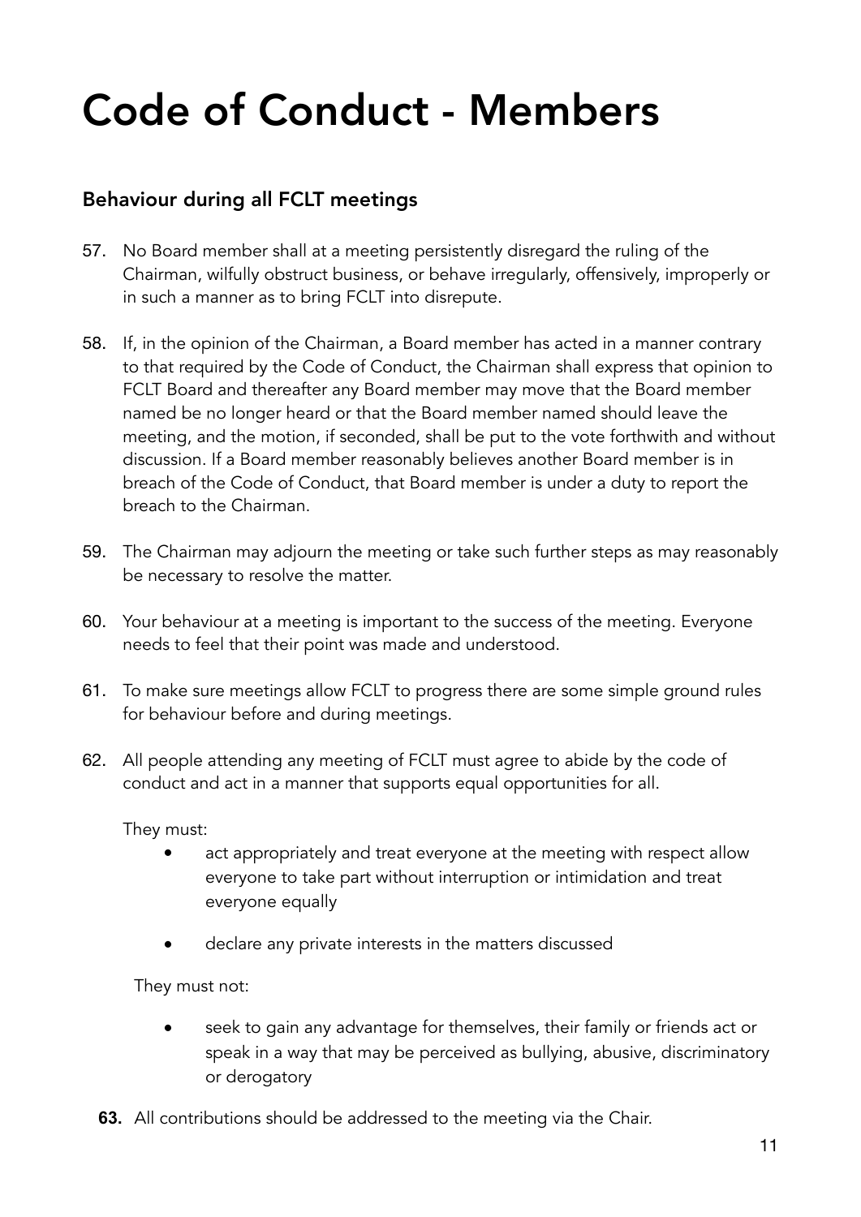# Code of Conduct - Members

## Behaviour during all FCLT meetings

57. No Board member shall at a meeting persistently disregard the ruling of the Chairman, wilfully obstruct business, or behave irregularly, offensively, improperly or in such a manner as to bring FCLT into disrepute.

58. If, in the opinion of the Chairman, a Board member has acted in a manner contrary to that required by the Code of Conduct, the Chairman shall express that opinion to FCLT Board and thereafter any Board member may move that the Board member named be no longer heard or that the Board member named should leave the meeting, and the motion, if seconded, shall be put to the vote forthwith and without discussion. If a Board member reasonably believes another Board member is in breach of the Code of Conduct, that Board member is under a duty to report the breach to the Chairman.

59. The Chairman may adjourn the meeting or take such further steps as may reasonably be necessary to resolve the matter.

60. Your behaviour at a meeting is important to the success of the meeting. Everyone needs to feel that their point was made and understood.

61. To make sure meetings allow FCLT to progress there are some simple ground rules for behaviour before and during meetings.

62. All people attending any meeting of FCLT must agree to abide by the code of conduct and act in a manner that supports equal opportunities for all.

    They must:

    - act appropriately and treat everyone at the meeting with respect allow everyone to take part without interruption or intimidation and treat everyone equally
    - declare any private interests in the matters discussed

    They must not:

    - seek to gain any advantage for themselves, their family or friends act or speak in a way that may be perceived as bullying, abusive, discriminatory or derogatory

63. All contributions should be addressed to the meeting via the Chair.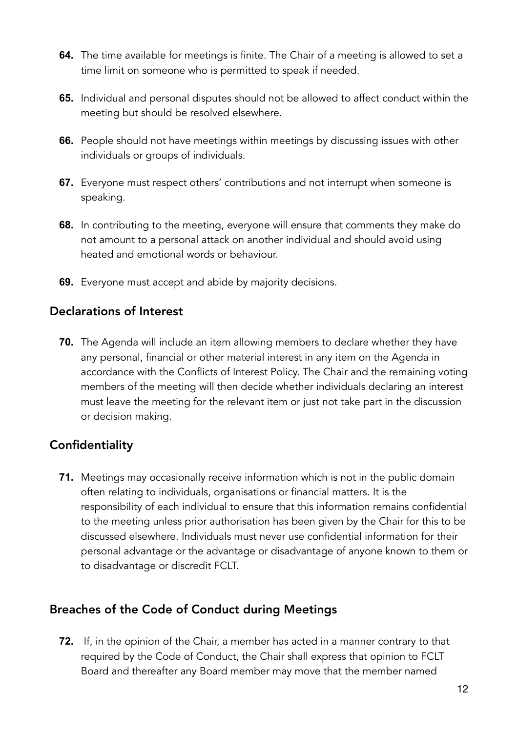64. The time available for meetings is finite. The Chair of a meeting is allowed to set a time limit on someone who is permitted to speak if needed.

65. Individual and personal disputes should not be allowed to affect conduct within the meeting but should be resolved elsewhere.

66. People should not have meetings within meetings by discussing issues with other individuals or groups of individuals.

67. Everyone must respect others' contributions and not interrupt when someone is speaking.

68. In contributing to the meeting, everyone will ensure that comments they make do not amount to a personal attack on another individual and should avoid using heated and emotional words or behaviour.

69. Everyone must accept and abide by majority decisions.

## Declarations of Interest

70. The Agenda will include an item allowing members to declare whether they have any personal, financial or other material interest in any item on the Agenda in accordance with the Conflicts of Interest Policy. The Chair and the remaining voting members of the meeting will then decide whether individuals declaring an interest must leave the meeting for the relevant item or just not take part in the discussion or decision making.

## Confidentiality

71. Meetings may occasionally receive information which is not in the public domain often relating to individuals, organisations or financial matters. It is the responsibility of each individual to ensure that this information remains confidential to the meeting unless prior authorisation has been given by the Chair for this to be discussed elsewhere. Individuals must never use confidential information for their personal advantage or the advantage or disadvantage of anyone known to them or to disadvantage or discredit FCLT.

## Breaches of the Code of Conduct during Meetings

72. If, in the opinion of the Chair, a member has acted in a manner contrary to that required by the Code of Conduct, the Chair shall express that opinion to FCLT Board and thereafter any Board member may move that the member named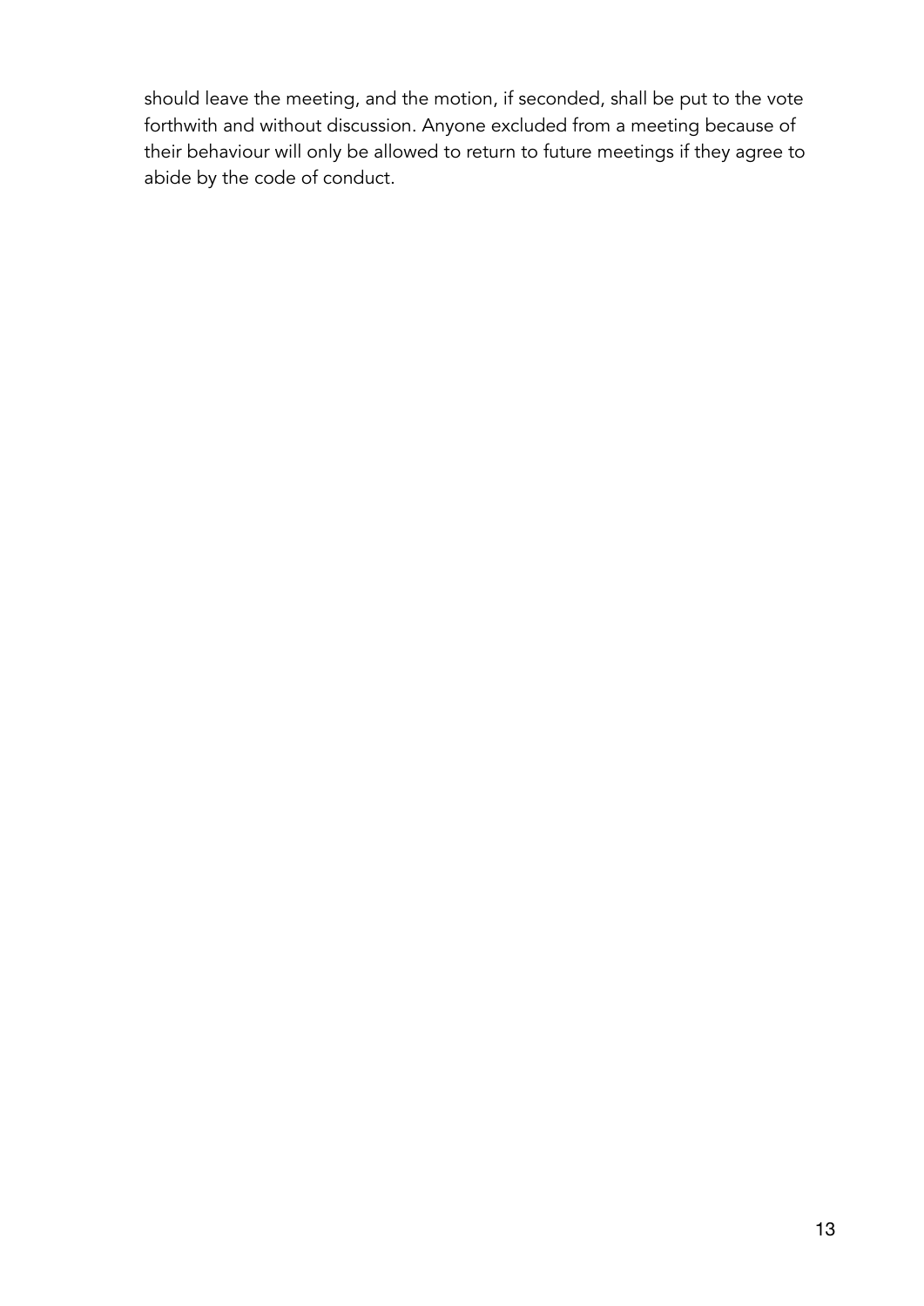should leave the meeting, and the motion, if seconded, shall be put to the vote forthwith and without discussion. Anyone excluded from a meeting because of their behaviour will only be allowed to return to future meetings if they agree to abide by the code of conduct.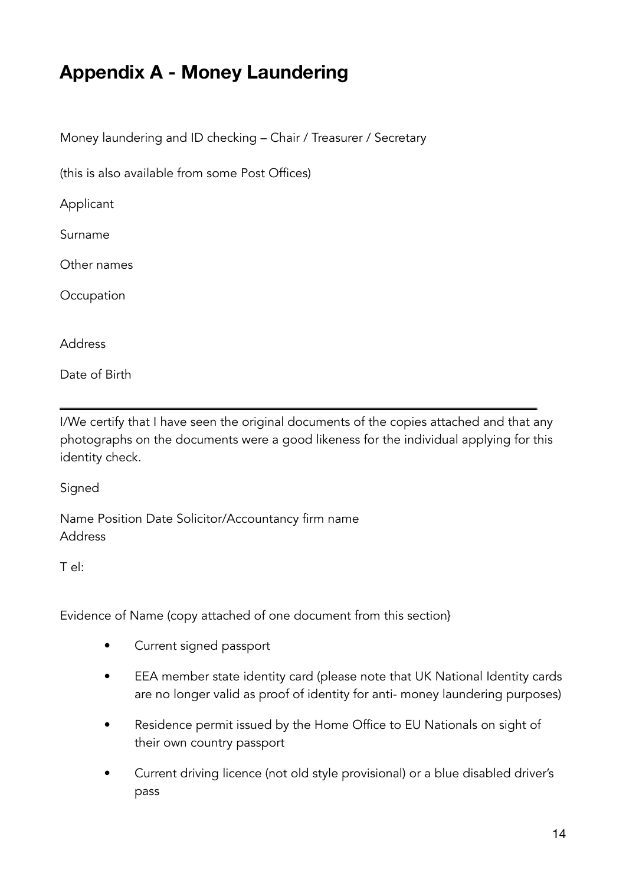# Appendix A - Money Laundering

Money laundering and ID checking – Chair / Treasurer / Secretary

(this is also available from some Post Offices)

Applicant

Surname

Other names

Occupation

Address

Date of Birth

---

I/We certify that I have seen the original documents of the copies attached and that any photographs on the documents were a good likeness for the individual applying for this identity check.

Signed

Name Position Date Solicitor/Accountancy firm name
Address

T el:

Evidence of Name (copy attached of one document from this section}

- Current signed passport
- EEA member state identity card (please note that UK National Identity cards are no longer valid as proof of identity for anti- money laundering purposes)
- Residence permit issued by the Home Office to EU Nationals on sight of their own country passport
- Current driving licence (not old style provisional) or a blue disabled driver's pass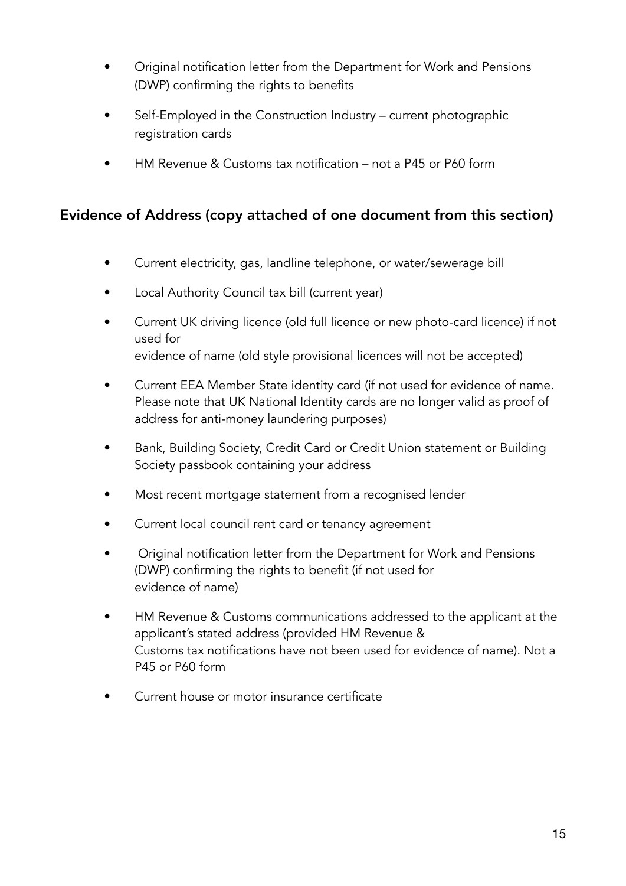- Original notification letter from the Department for Work and Pensions (DWP) confirming the rights to benefits
- Self-Employed in the Construction Industry – current photographic registration cards
- HM Revenue & Customs tax notification – not a P45 or P60 form

## Evidence of Address (copy attached of one document from this section)

- Current electricity, gas, landline telephone, or water/sewerage bill
- Local Authority Council tax bill (current year)
- Current UK driving licence (old full licence or new photo-card licence) if not used for evidence of name (old style provisional licences will not be accepted)
- Current EEA Member State identity card (if not used for evidence of name. Please note that UK National Identity cards are no longer valid as proof of address for anti-money laundering purposes)
- Bank, Building Society, Credit Card or Credit Union statement or Building Society passbook containing your address
- Most recent mortgage statement from a recognised lender
- Current local council rent card or tenancy agreement
- Original notification letter from the Department for Work and Pensions (DWP) confirming the rights to benefit (if not used for evidence of name)
- HM Revenue & Customs communications addressed to the applicant at the applicant's stated address (provided HM Revenue & Customs tax notifications have not been used for evidence of name). Not a P45 or P60 form
- Current house or motor insurance certificate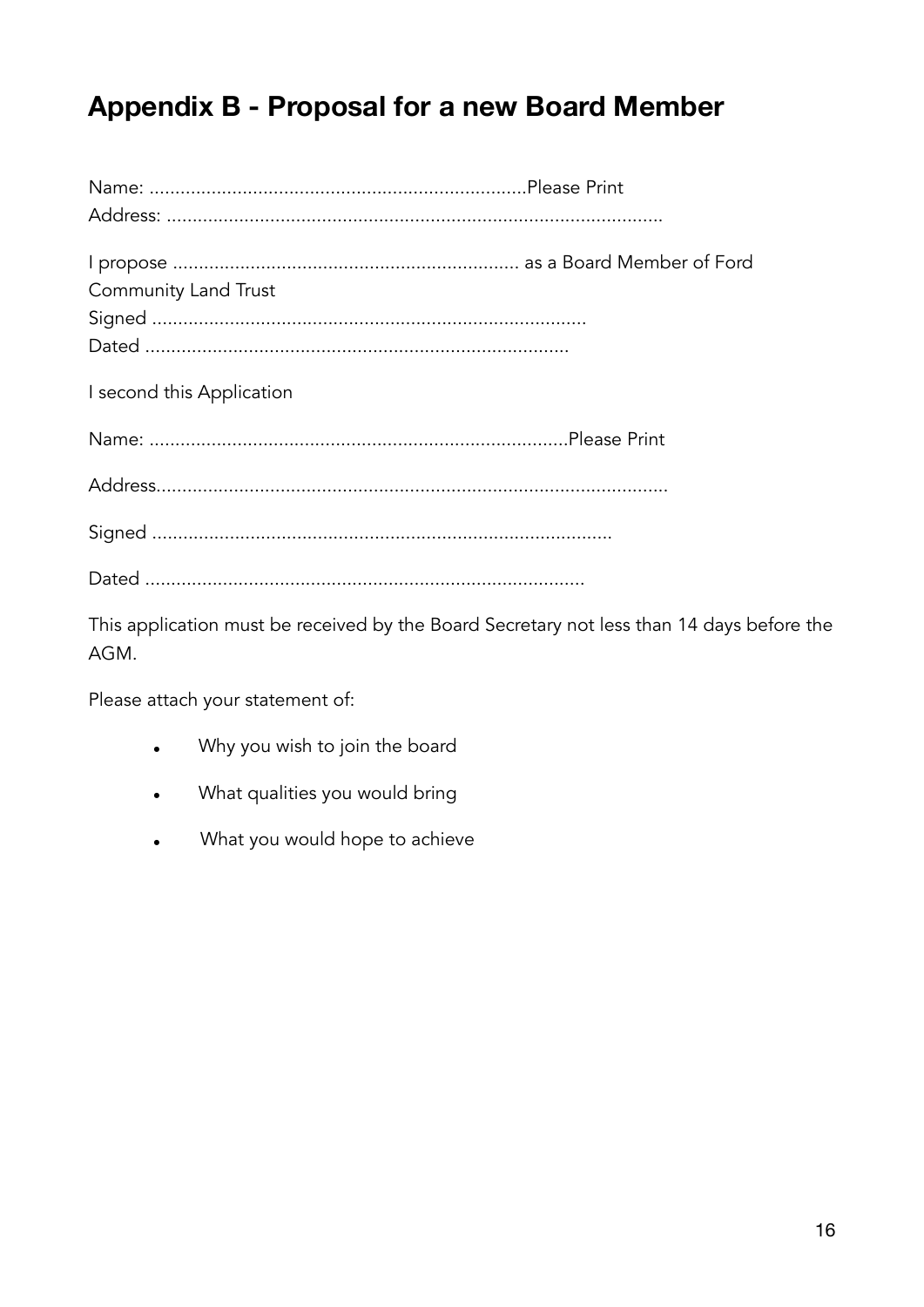# Appendix B - Proposal for a new Board Member

Name: ........................................................................Please Print
Address: ................................................................................................

I propose .................................................................. as a Board Member of Ford Community Land Trust
Signed ...................................................................................
Dated .................................................................................

I second this Application

Name: ................................................................................Please Print

Address..................................................................................................

Signed ........................................................................................

Dated ....................................................................................

This application must be received by the Board Secretary not less than 14 days before the AGM.

Please attach your statement of:

- Why you wish to join the board
- What qualities you would bring
- What you would hope to achieve